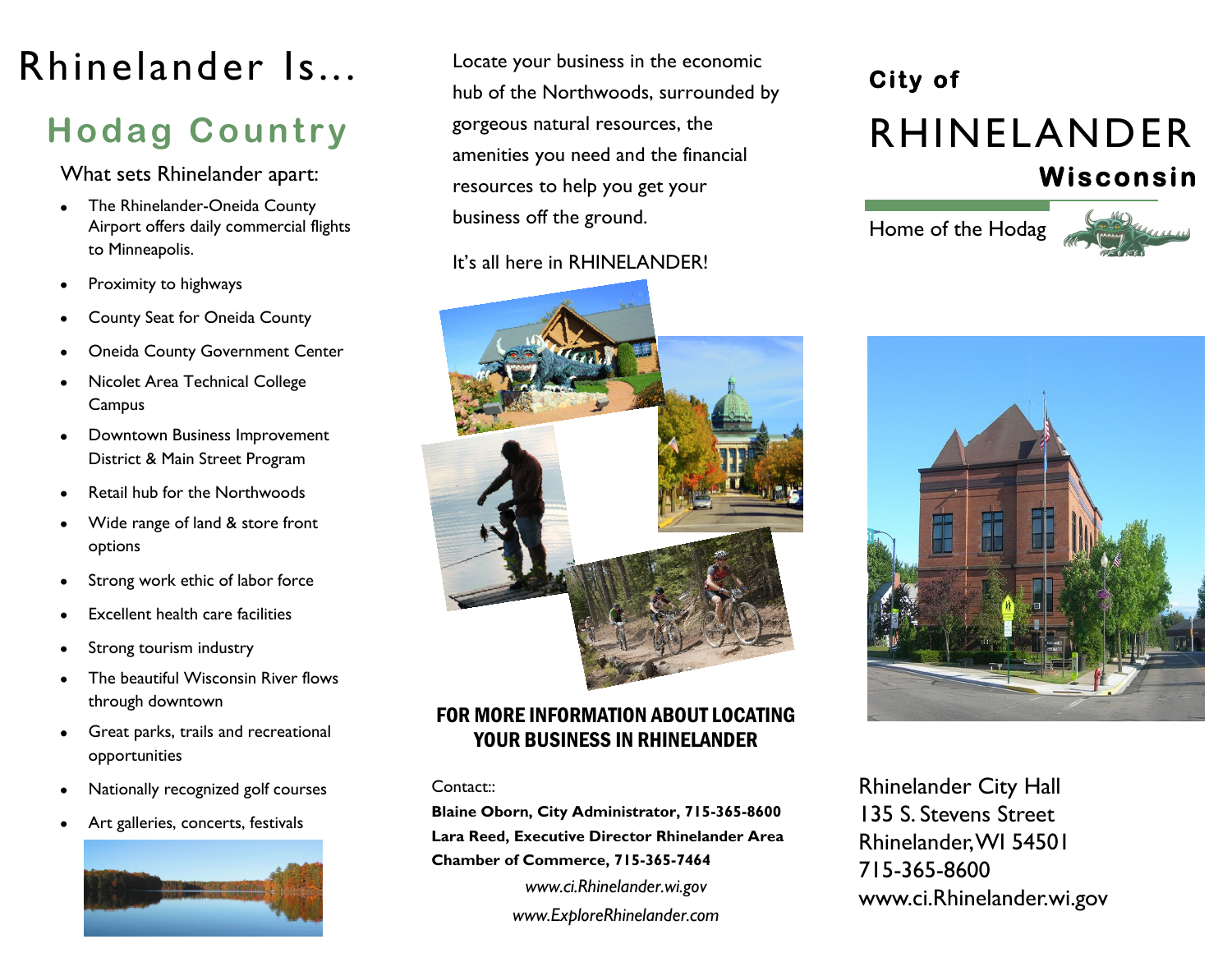# Rhinelander Is…

## Hodag Country

What sets Rhinelander apart:

- The Rhinelander-Oneida County Airport offers daily commercial flights to Minneapolis.
- Proximity to highways
- County Seat for Oneida County
- Oneida County Government Center
- Nicolet Area Technical College Campus
- Downtown Business Improvement District & Main Street Program
- Retail hub for the Northwoods
- Wide range of land & store front options
- Strong work ethic of labor force
- Excellent health care facilities
- Strong tourism industry
- The beautiful Wisconsin River flows through downtown
- Great parks, trails and recreational opportunities
- Nationally recognized golf courses
- Art galleries, concerts, festivals

Locate your business in the economic hub of the Northwoods, surrounded by gorgeous natural resources, the amenities you need and the financial resources to help you get your business off the ground.

It's all here in RHINELANDER!

### FOR MORE INFORMATION ABOUT LOCATING YOUR BUSINESS IN RHINELANDER

Contact::

**Blaine Oborn, City Administrator, 715-365-8600**

**Lara Reed, Executive Director Rhinelander Area Chamber of Commerce, 715-365-7464**

*www.ci.Rhinelander.wi.gov*

*www.ExploreRhinelander.com*

**City of**

# RHINELANDER

**Wisconsin**

Home of the Hodag

Rhinelander City Hall
135 S. Stevens Street
Rhinelander, WI 54501
715-365-8600
www.ci.Rhinelander.wi.gov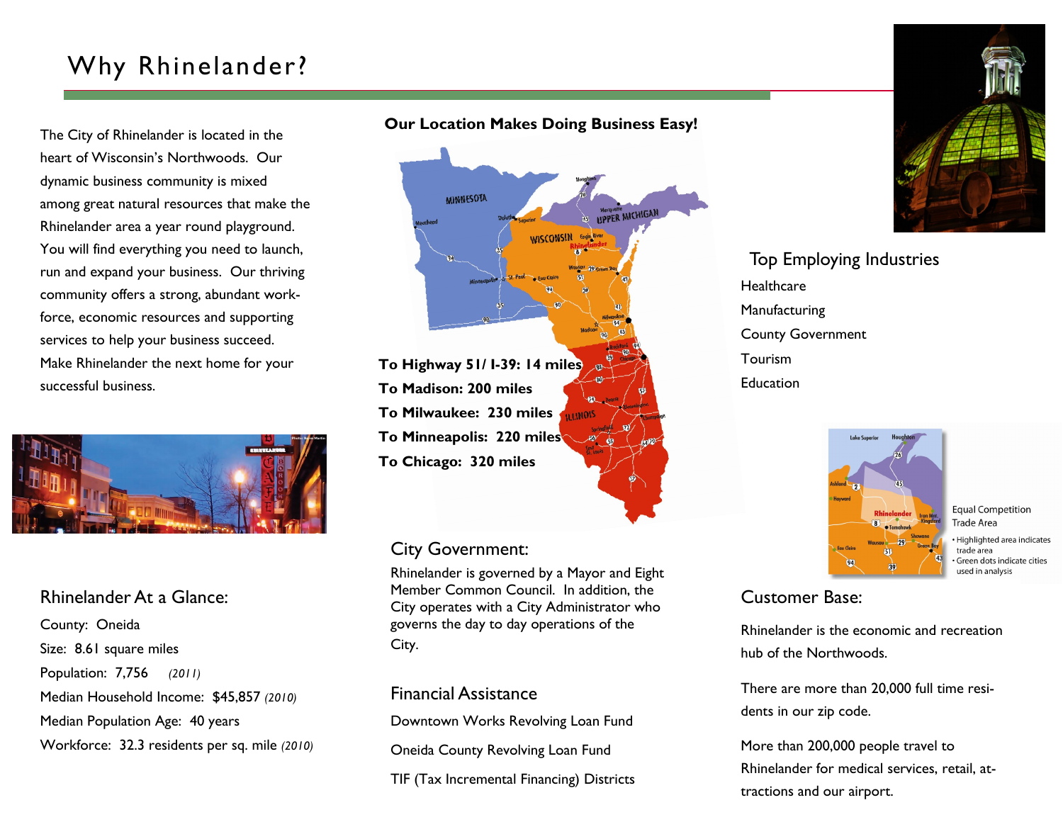# Why Rhinelander?

The City of Rhinelander is located in the heart of Wisconsin's Northwoods. Our dynamic business community is mixed among great natural resources that make the Rhinelander area a year round playground. You will find everything you need to launch, run and expand your business. Our thriving community offers a strong, abundant work-force, economic resources and supporting services to help your business succeed. Make Rhinelander the next home for your successful business.

## Rhinelander At a Glance:

County: Oneida

Size: 8.61 square miles

Population: 7,756 *(2011)*

Median Household Income: $45,857 *(2010)*

Median Population Age: 40 years

Workforce: 32.3 residents per sq. mile *(2010)*

**Our Location Makes Doing Business Easy!**

**To Highway 51/ I-39: 14 miles**

**To Madison: 200 miles**

**To Milwaukee: 230 miles**

**To Minneapolis: 220 miles**

**To Chicago: 320 miles**

## City Government:

Rhinelander is governed by a Mayor and Eight Member Common Council. In addition, the City operates with a City Administrator who governs the day to day operations of the City.

## Financial Assistance

Downtown Works Revolving Loan Fund

Oneida County Revolving Loan Fund

TIF (Tax Incremental Financing) Districts

## Top Employing Industries

Healthcare

Manufacturing

County Government

Tourism

Education

Equal Competition Trade Area

- Highlighted area indicates trade area
- Green dots indicate cities used in analysis

## Customer Base:

Rhinelander is the economic and recreation hub of the Northwoods.

There are more than 20,000 full time residents in our zip code.

More than 200,000 people travel to Rhinelander for medical services, retail, attractions and our airport.